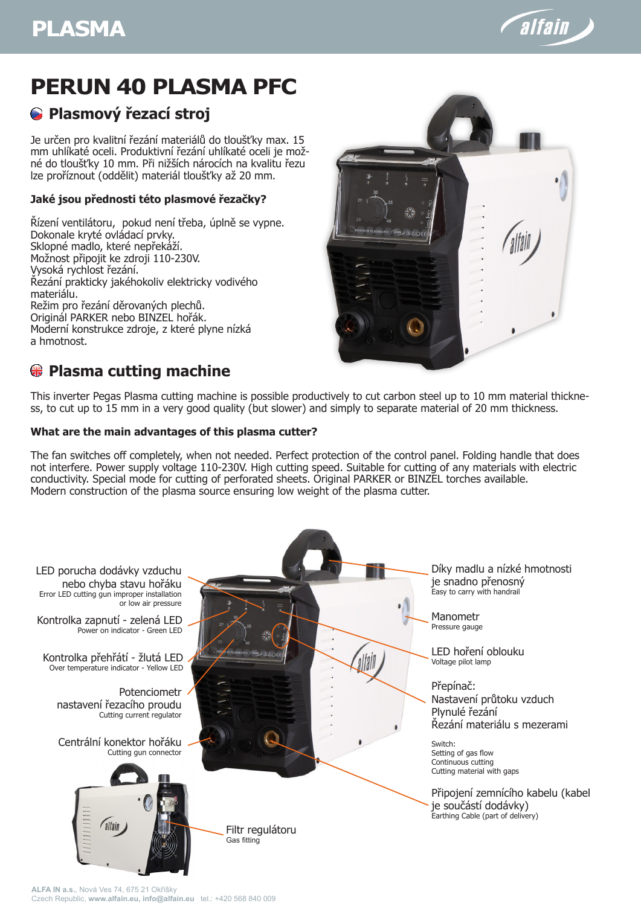# PERUN 40 PLASMA PFC

## Plasmový řezací stroj

Je určen pro kvalitní řezání materiálů do tloušťky max. 15 mm uhlíkaté oceli. Produktivní řezání uhlíkaté oceli je možné do tloušťky 10 mm. Při nižších nárocích na kvalitu řezu lze proříznout (oddělit) materiál tloušťky až 20 mm.

**Jaké jsou přednosti této plasmové řezačky?**

Řízení ventilátoru, pokud není třeba, úplně se vypne.
Dokonale kryté ovládací prvky.
Sklopné madlo, které nepřekáží.
Možnost připojit ke zdroji 110-230V.
Vysoká rychlost řezání.
Řezání prakticky jakéhokoliv elektricky vodivého materiálu.
Režim pro řezání děrovaných plechů.
Originál PARKER nebo BINZEL hořák.
Moderní konstrukce zdroje, z které plyne nízká a hmotnost.

## Plasma cutting machine

This inverter Pegas Plasma cutting machine is possible productively to cut carbon steel up to 10 mm material thickness, to cut up to 15 mm in a very good quality (but slower) and simply to separate material of 20 mm thickness.

**What are the main advantages of this plasma cutter?**

The fan switches off completely, when not needed. Perfect protection of the control panel. Folding handle that does not interfere. Power supply voltage 110-230V. High cutting speed. Suitable for cutting of any materials with electric conductivity. Special mode for cutting of perforated sheets. Original PARKER or BINZEL torches available.
Modern construction of the plasma source ensuring low weight of the plasma cutter.

LED porucha dodávky vzduchu nebo chyba stavu hořáku
Error LED cutting gun improper installation or low air pressure

Kontrolka zapnutí - zelená LED
Power on indicator - Green LED

Kontrolka přehřátí - žlutá LED
Over temperature indicator - Yellow LED

Potenciometr nastavení řezacího proudu
Cutting current regulator

Centrální konektor hořáku
Cutting gun connector

Filtr regulátoru
Gas fitting

Díky madlu a nízké hmotnosti je snadno přenosný
Easy to carry with handrail

Manometr
Pressure gauge

LED hoření oblouku
Voltage pilot lamp

Přepínač:
Nastavení průtoku vzduch
Plynulé řezání
Řezání materiálu s mezerami

Switch:
Setting of gas flow
Continuous cutting
Cutting material with gaps

Připojení zemnícího kabelu (kabel je součástí dodávky)
Earthing Cable (part of delivery)

**ALFA IN a.s.**, Nová Ves 74, 675 21 Okříšky
Czech Republic, **www.alfain.eu, info@alfain.eu** tel.: +420 568 840 009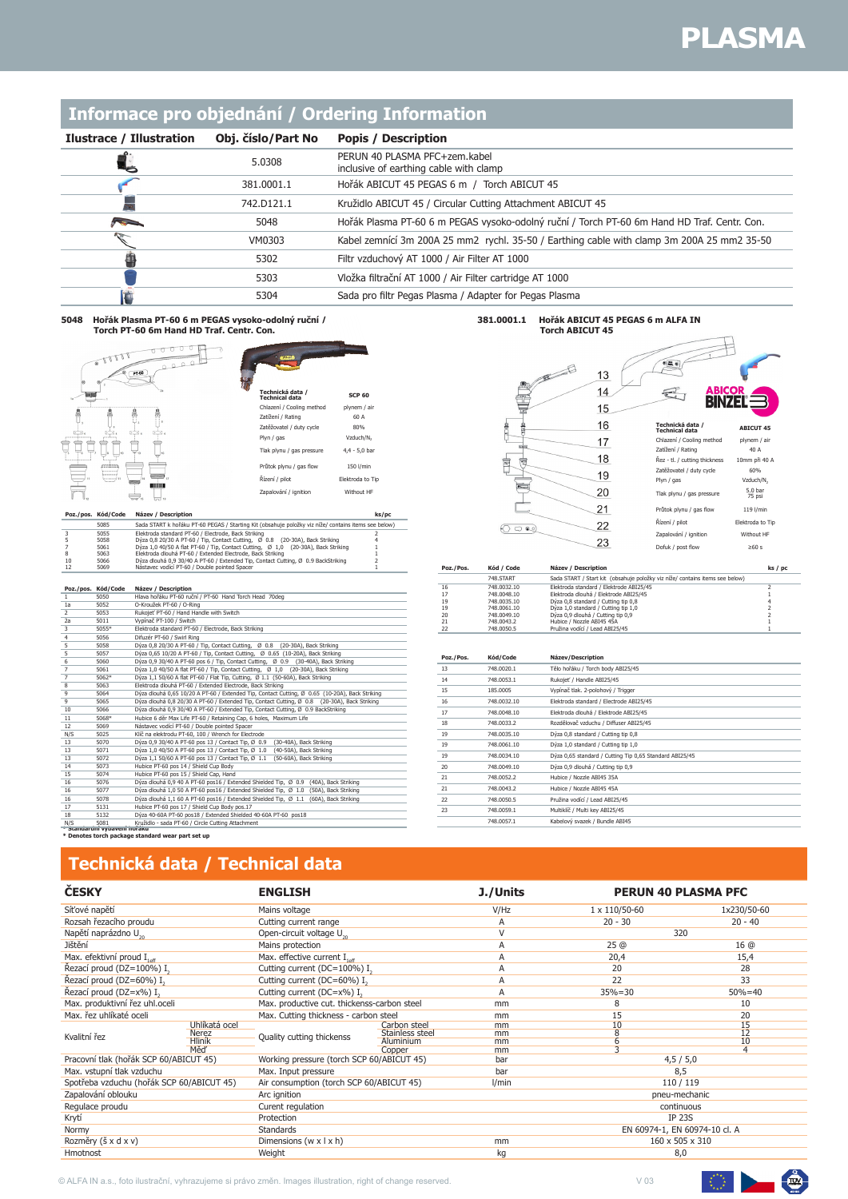# PLASMA

## Informace pro objednání / Ordering Information

| Ilustrace / Illustration | Obj. číslo/Part No | Popis / Description |
|---|---|---|
| | 5.0308 | PERUN 40 PLASMA PFC+zem.kabel inclusive of earthing cable with clamp |
| | 381.0001.1 | Hořák ABICUT 45 PEGAS 6 m / Torch ABICUT 45 |
| | 742.D121.1 | Kružidlo ABICUT 45 / Circular Cutting Attachment ABICUT 45 |
| | 5048 | Hořák Plasma PT-60 6 m PEGAS vysoko-odolný ruční / Torch PT-60 6m Hand HD Traf. Centr. Con. |
| | VM0303 | Kabel zemnící 3m 200A 25 mm2 rychl. 35-50 / Earthing cable with clamp 3m 200A 25 mm2 35-50 |
| | 5302 | Filtr vzduchový AT 1000 / Air Filter AT 1000 |
| | 5303 | Vložka filtrační AT 1000 / Air Filter cartridge AT 1000 |
| | 5304 | Sada pro filtr Pegas Plasma / Adapter for Pegas Plasma |

### 5048 Hořák Plasma PT-60 6 m PEGAS vysoko-odolný ruční / Torch PT-60 6m Hand HD Traf. Centr. Con.

| Technická data / Technical data | SCP 60 |
|---|---|
| Chlazení / Cooling method | plynem / air |
| Zatížení / Rating | 60 A |
| Zatěžovatel / duty cycle | 80% |
| Plyn / gas | Vzduch/$N_2$ |
| Tlak plynu / gas pressure | 4,4 - 5,0 bar |
| Průtok plynu / gas flow | 150 l/min |
| Řízení / pilot | Elektroda to Tip |
| Zapalování / ignition | Without HF |

| Poz./pos. | Kód/Code | Název / Description | ks/pc |
|---|---|---|---|
| | 5085 | Sada START k hořáku PT-60 PEGAS / Starting Kit (obsahuje položky viz níže/ contains items see below) | |
| 3 | 5055 | Elektroda standard PT-60 / Electrode, Back Striking | 2 |
| 5 | 5058 | Dýza 0,8 20/30 A PT-60 / Tip, Contact Cutting, Ø 0.8 (20-30A), Back Striking | 4 |
| 7 | 5061 | Dýza 1,0 40/50 A flat PT-60 / Tip, Contact Cutting, Ø 1,0 (20-30A), Back Striking | 1 |
| 8 | 5063 | Elektroda dlouhá PT-60 / Extended Electrode, Back Striking | 1 |
| 10 | 5066 | Dýza dlouhá 0,9 30/40 A PT-60 / Extended Tip, Contact Cutting, Ø 0.9 BackStriking | 2 |
| 12 | 5069 | Nástavec vodicí PT-60 / Double pointed Spacer | 1 |

| Poz./pos. | Kód/Code | Název / Description |
|---|---|---|
| 1 | 5050 | Hlava hořáku PT-60 ruční / PT-60 Hand Torch Head 70deg |
| 1a | 5052 | O-Kroužek PT-60 / O-Ring |
| 2 | 5053 | Rukojeť PT-60 / Hand Handle with Switch |
| 2a | 5011 | Vypínač PT-100 / Switch |
| 3 | 5055* | Elektroda standard PT-60 / Electrode, Back Striking |
| 4 | 5056 | Difuzér PT-60 / Swirl Ring |
| 5 | 5058 | Dýza 0,8 20/30 A PT-60 / Tip, Contact Cutting, Ø 0.8 (20-30A), Back Striking |
| 5 | 5057 | Dýza 0,65 10/20 A PT-60 / Tip, Contact Cutting, Ø 0.65 (10-20A), Back Striking |
| 6 | 5060 | Dýza 0,9 30/40 A PT-60 pos 6 / Tip, Contact Cutting, Ø 0.9 (30-40A), Back Striking |
| 7 | 5061 | Dýza 1,0 40/50 A flat PT-60 / Tip, Contact Cutting, Ø 1,0 (20-30A), Back Striking |
| 7 | 5062* | Dýza 1,1 50/60 A flat PT-60 / Flat Tip, Cutting, Ø 1.1 (50-60A), Back Striking |
| 8 | 5063 | Elektroda dlouhá PT-60 / Extended Electrode, Back Striking |
| 9 | 5064 | Dýza dlouhá 0,65 10/20 A PT-60 / Extended Tip, Contact Cutting, Ø 0.65 (10-20A), Back Striking |
| 9 | 5065 | Dýza dlouhá 0,8 20/30 A PT-60 / Extended Tip, Contact Cutting, Ø 0.8 (20-30A), Back Striking |
| 10 | 5066 | Dýza dlouhá 0,9 30/40 A PT-60 / Extended Tip, Contact Cutting, Ø 0.9 BackStriking |
| 11 | 5068* | Hubice 6 děr Max Life PT-60 / Retaining Cap, 6 holes, Maximum Life |
| 12 | 5069 | Nástavec vodicí PT-60 / Double pointed Spacer |
| N/S | 5025 | Klíč na elektrodu PT-60, 100 / Wrench for Electrode |
| 13 | 5070 | Dýza 0,9 30/40 A PT-60 pos 13 / Contact Tip, Ø 0.9 (30-40A), Back Striking |
| 13 | 5071 | Dýza 1,0 40/50 A PT-60 pos 13 / Contact Tip, Ø 1.0 (40-50A), Back Striking |
| 13 | 5072 | Dýza 1,1 50/60 A PT-60 pos 13 / Contact Tip, Ø 1.1 (50-60A), Back Striking |
| 14 | 5073 | Hubice PT-60 pos 14 / Shield Cup Body |
| 15 | 5074 | Hubice PT-60 pos 15 / Shield Cap, Hand |
| 16 | 5076 | Dýza dlouhá 0,9 40 A PT-60 pos16 / Extended Shielded Tip, Ø 0.9 (40A), Back Striking |
| 16 | 5077 | Dýza dlouhá 1,0 50 A PT-60 pos16 / Extended Shielded Tip, Ø 1.0 (50A), Back Striking |
| 16 | 5078 | Dýza dlouhá 1,1 60 A PT-60 pos16 / Extended Shielded Tip, Ø 1.1 (60A), Back Striking |
| 17 | 5131 | Hubice PT-60 pos 17 / Shield Cup Body pos.17 |
| 18 | 5132 | Dýza 40-60A PT-60 pos18 / Extended Shielded 40-60A PT-60 pos18 |
| N/S | 5081 | Kružidlo - sada PT-60 / Circle Cutting Attachment |

\* Standardní vybavení hořáku
\* Denotes torch package standard wear part set up

### 381.0001.1 Hořák ABICUT 45 PEGAS 6 m ALFA IN Torch ABICUT 45

ABICOR BINZEL

| Technická data / Technical data | ABICUT 45 |
|---|---|
| Chlazení / Cooling method | plynem / air |
| Zatížení / Rating | 40 A |
| Řez - tl. / cutting thickness | 10mm při 40 A |
| Zatěžovatel / duty cycle | 60% |
| Plyn / gas | Vzduch/$N_2$ |
| Tlak plynu / gas pressure | 5,0 bar 75 psi |
| Průtok plynu / gas flow | 119 l/min |
| Řízení / pilot | Elektroda to Tip |
| Zapalování / ignition | Without HF |
| Dofuk / post flow | ≥60 s |

| Poz./Pos. | Kód / Code | Název / Description | ks / pc |
|---|---|---|---|
| | 748.START | Sada START / Start kit (obsahuje položky viz níže/ contains items see below) | |
| 16 | 748.0032.10 | Elektroda standard / Elektrode ABI25/45 | 2 |
| 17 | 748.0048.10 | Elektroda dlouhá / Elektrode ABI25/45 | 1 |
| 19 | 748.0035.10 | Dýza 0,8 standard / Cutting tip 0,8 | 4 |
| 19 | 748.0061.10 | Dýza 1,0 standard / Cutting tip 1,0 | 2 |
| 20 | 748.0049.10 | Dýza 0,9 dlouhá / Cutting tip 0,9 | 2 |
| 21 | 748.0043.2 | Hubice / Nozzle ABI45 45A | 1 |
| 22 | 748.0050.5 | Pružina vodicí / Lead ABI25/45 | 1 |

| Poz./Pos. | Kód/Code | Název/Description |
|---|---|---|
| 13 | 748.0020.1 | Tělo hořáku / Torch body ABI25/45 |
| 14 | 748.0053.1 | Rukojeť / Handle ABI25/45 |
| 15 | 185.0005 | Vypínač 2-polohový / Trigger |
| 16 | 748.0032.10 | Elektroda standard / Electrode ABI25/45 |
| 17 | 748.0048.10 | Elektroda dlouhá / Elektrode ABI25/45 |
| 18 | 748.0033.2 | Rozdělovač vzduchu / Diffuser ABI25/45 |
| 19 | 748.0035.10 | Dýza 0,8 standard / Cutting tip 0,8 |
| 19 | 748.0061.10 | Dýza 1,0 standard / Cutting tip 1,0 |
| 19 | 748.0034.10 | Dýza 0,65 standard / Cutting Tip 0,65 Standard ABI25/45 |
| 20 | 748.0049.10 | Dýza 0,9 dlouhá / Cutting tip 0,9 |
| 21 | 748.0052.2 | Hubice / Nozzle ABI45 35A |
| 21 | 748.0043.2 | Hubice / Nozzle ABI45 45A |
| 22 | 748.0050.5 | Pružina vodicí / Lead ABI25/45 |
| 23 | 748.0059.1 | Multiklíč / Multi key ABI25/45 |
| | 748.0057.1 | Kabelový svazek / Bundle ABI45 |

## Technická data / Technical data

| ČESKY | ENGLISH | J./Units | PERUN 40 PLASMA PFC | |
|---|---|---|---|---|
| Síťové napětí | Mains voltage | V/Hz | 1 x 110/50-60 | 1x230/50-60 |
| Rozsah řezacího proudu | Cutting current range | A | 20 - 30 | 20 - 40 |
| Napětí naprázdno $U_{20}$ | Open-circuit voltage $U_{20}$ | V | 320 | |
| Jištění | Mains protection | A | 25 @ | 16 @ |
| Max. efektivní proud $I_{1eff}$ | Max. effective current $I_{1eff}$ | A | 20,4 | 15,4 |
| Řezací proud (DZ=100%) $I_2$ | Cutting current (DC=100%) $I_2$ | A | 20 | 28 |
| Řezací proud (DZ=60%) $I_2$ | Cutting current (DC=60%) $I_2$ | A | 22 | 33 |
| Řezací proud (DZ=x%) $I_2$ | Cutting current (DC=x%) $I_2$ | A | 35%=30 | 50%=40 |
| Max. produktivní řez uhl.oceli | Max. productive cut. thickness-carbon steel | mm | 8 | 10 |
| Max. řez uhlíkaté oceli | Max. Cutting thickness - carbon steel | mm | 15 | 20 |
| Kvalitní řez – Uhlíkatá ocel | Quality cutting thickness – Carbon steel | mm | 10 | 15 |
| Kvalitní řez – Nerez | Quality cutting thickness – Stainless steel | mm | 8 | 12 |
| Kvalitní řez – Hliník | Quality cutting thickness – Aluminium | mm | 6 | 10 |
| Kvalitní řez – Měď | Quality cutting thickness – Copper | mm | 3 | 4 |
| Pracovní tlak (hořák SCP 60/ABICUT 45) | Working pressure (torch SCP 60/ABICUT 45) | bar | 4,5 / 5,0 | |
| Max. vstupní tlak vzduchu | Max. Input pressure | bar | 8,5 | |
| Spotřeba vzduchu (hořák SCP 60/ABICUT 45) | Air consumption (torch SCP 60/ABICUT 45) | l/min | 110 / 119 | |
| Zapalování oblouku | Arc ignition | | pneu-mechanic | |
| Regulace proudu | Curent regulation | | continuous | |
| Krytí | Protection | | IP 23S | |
| Normy | Standards | | EN 60974-1, EN 60974-10 cl. A | |
| Rozměry (š x d x v) | Dimensions (w x l x h) | mm | 160 x 505 x 310 | |
| Hmotnost | Weight | kg | 8,0 | |

© ALFA IN a.s., foto ilustrační, vyhrazujeme si právo změn. Images illustration, right of change reserved. V 03